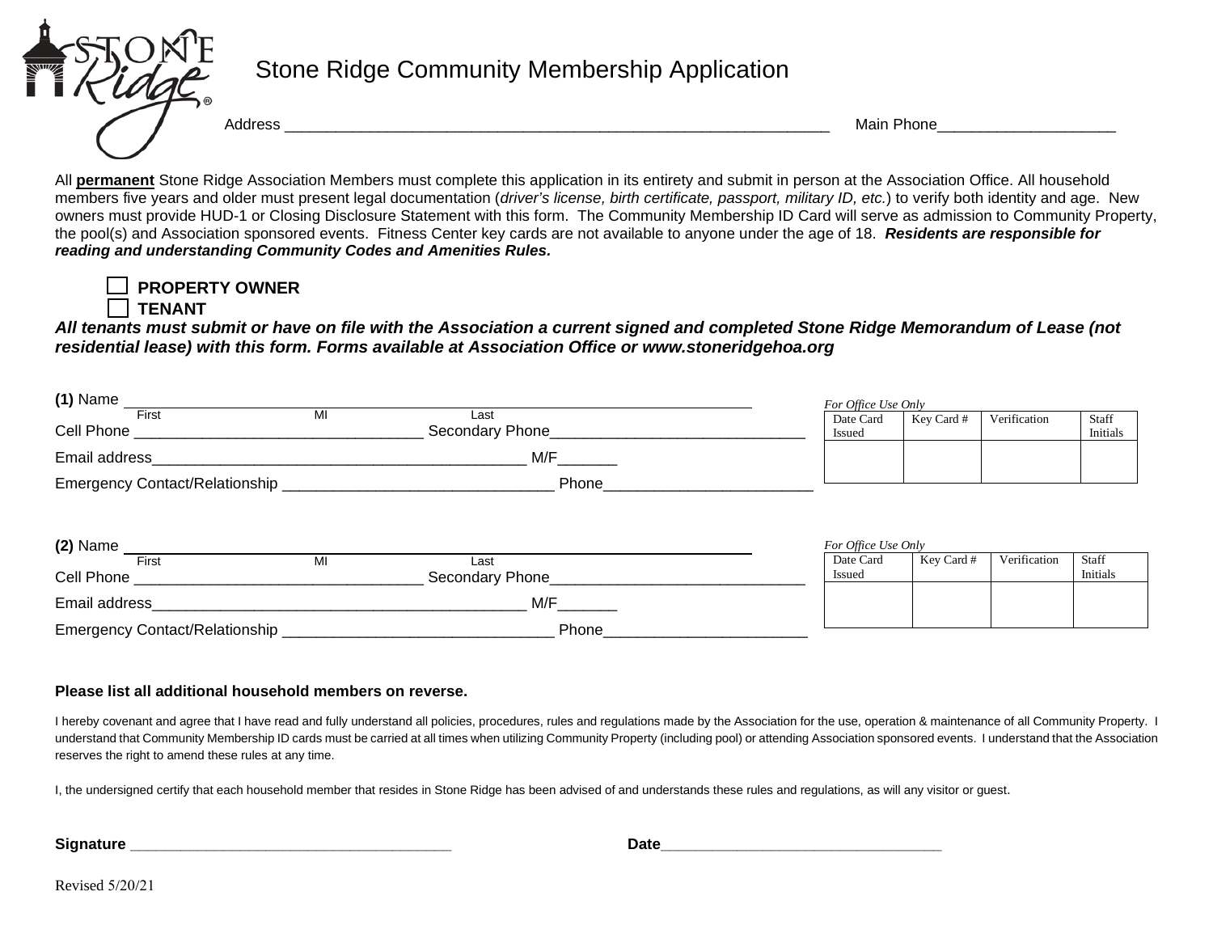# Stone Ridge Community Membership Application

Address ________________________________________________________________ Main Phone_____________________

All **permanent** Stone Ridge Association Members must complete this application in its entirety and submit in person at the Association Office. All household members five years and older must present legal documentation (*driver's license, birth certificate, passport, military ID, etc.*) to verify both identity and age. New owners must provide HUD-1 or Closing Disclosure Statement with this form. The Community Membership ID Card will serve as admission to Community Property, the pool(s) and Association sponsored events. Fitness Center key cards are not available to anyone under the age of 18. ***Residents are responsible for reading and understanding Community Codes and Amenities Rules.***

☐ **PROPERTY OWNER**
☐ **TENANT**

***All tenants must submit or have on file with the Association a current signed and completed Stone Ridge Memorandum of Lease (not residential lease) with this form. Forms available at Association Office or www.stoneridgehoa.org***

**(1)** Name ________________________________________________________________
First MI Last

Cell Phone __________________________________ Secondary Phone______________________________

Email address____________________________________________ M/F_______

Emergency Contact/Relationship ________________________________ Phone_________________________

*For Office Use Only*

| Date Card Issued | Key Card # | Verification | Staff Initials |
|---|---|---|---|
| | | | |

**(2)** Name ________________________________________________________________
First MI Last

Cell Phone __________________________________ Secondary Phone______________________________

Email address____________________________________________ M/F_______

Emergency Contact/Relationship ________________________________ Phone________________________

*For Office Use Only*

| Date Card Issued | Key Card # | Verification | Staff Initials |
|---|---|---|---|
| | | | |

**Please list all additional household members on reverse.**

I hereby covenant and agree that I have read and fully understand all policies, procedures, rules and regulations made by the Association for the use, operation & maintenance of all Community Property. I understand that Community Membership ID cards must be carried at all times when utilizing Community Property (including pool) or attending Association sponsored events. I understand that the Association reserves the right to amend these rules at any time.

I, the undersigned certify that each household member that resides in Stone Ridge has been advised of and understands these rules and regulations, as will any visitor or guest.

**Signature** ________________________________________ **Date**___________________________________

Revised 5/20/21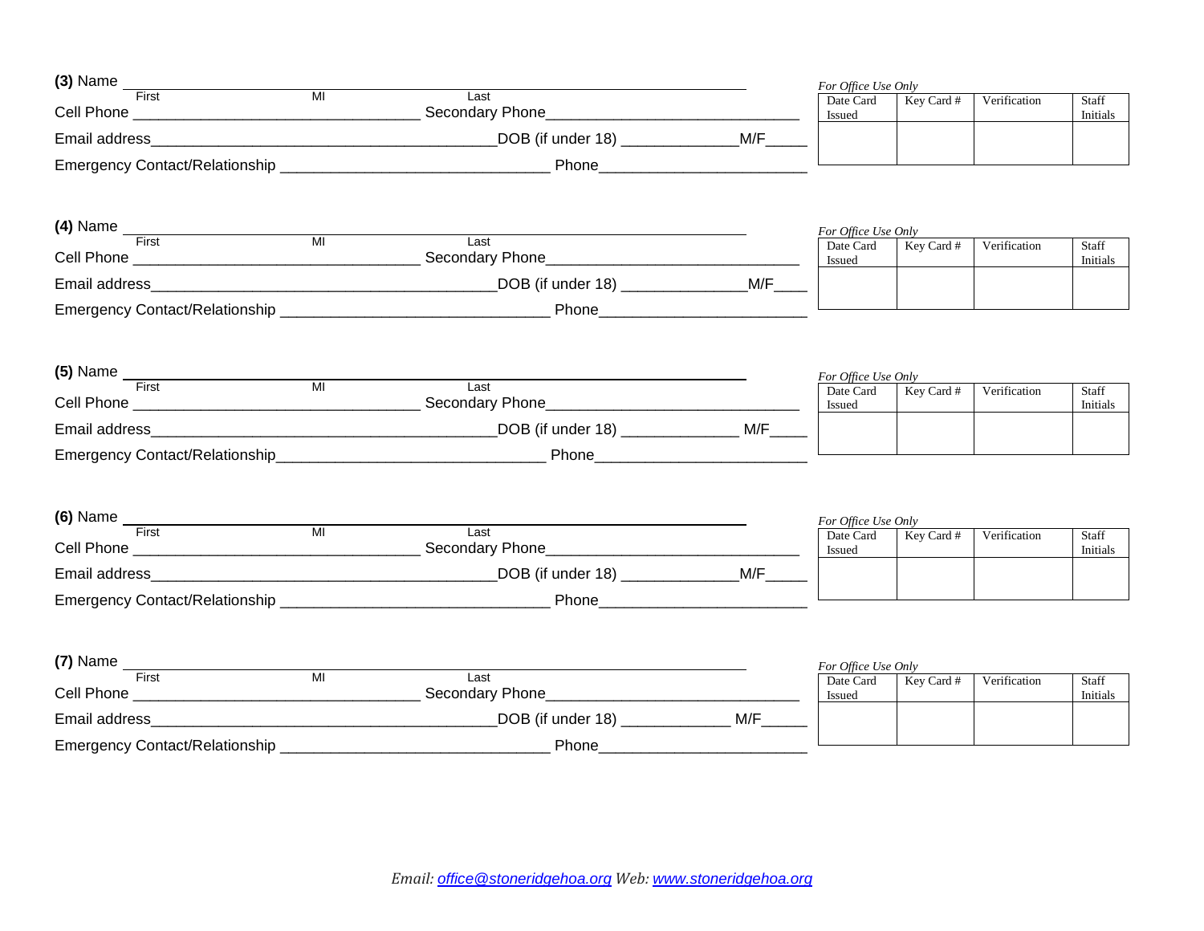**(3)** Name ______________________________________________
First MI Last

Cell Phone ________________________________ Secondary Phone______________________________

Email address________________________________________DOB (if under 18) _____________M/F_____

Emergency Contact/Relationship ______________________________ Phone________________________

*For Office Use Only*

| Date Card Issued | Key Card # | Verification | Staff Initials |
|---|---|---|---|
| | | | |

**(4)** Name ______________________________________________
First MI Last

Cell Phone ________________________________ Secondary Phone______________________________

Email address________________________________________DOB (if under 18) ______________M/F____

Emergency Contact/Relationship ______________________________ Phone________________________

*For Office Use Only*

| Date Card Issued | Key Card # | Verification | Staff Initials |
|---|---|---|---|
| | | | |

**(5)** Name ______________________________________________
First MI Last

Cell Phone ________________________________ Secondary Phone______________________________

Email address________________________________________DOB (if under 18) _____________ M/F____

Emergency Contact/Relationship______________________________ Phone________________________

*For Office Use Only*

| Date Card Issued | Key Card # | Verification | Staff Initials |
|---|---|---|---|
| | | | |

**(6)** Name ______________________________________________
First MI Last

Cell Phone ________________________________ Secondary Phone______________________________

Email address________________________________________DOB (if under 18) _____________M/F_____

Emergency Contact/Relationship ______________________________ Phone________________________

*For Office Use Only*

| Date Card Issued | Key Card # | Verification | Staff Initials |
|---|---|---|---|
| | | | |

**(7)** Name ______________________________________________
First MI Last

Cell Phone ________________________________ Secondary Phone______________________________

Email address________________________________________DOB (if under 18) ____________ M/F_____

Emergency Contact/Relationship ______________________________ Phone________________________

*For Office Use Only*

| Date Card Issued | Key Card # | Verification | Staff Initials |
|---|---|---|---|
| | | | |

*Email:* office@stoneridgehoa.org *Web:* www.stoneridgehoa.org